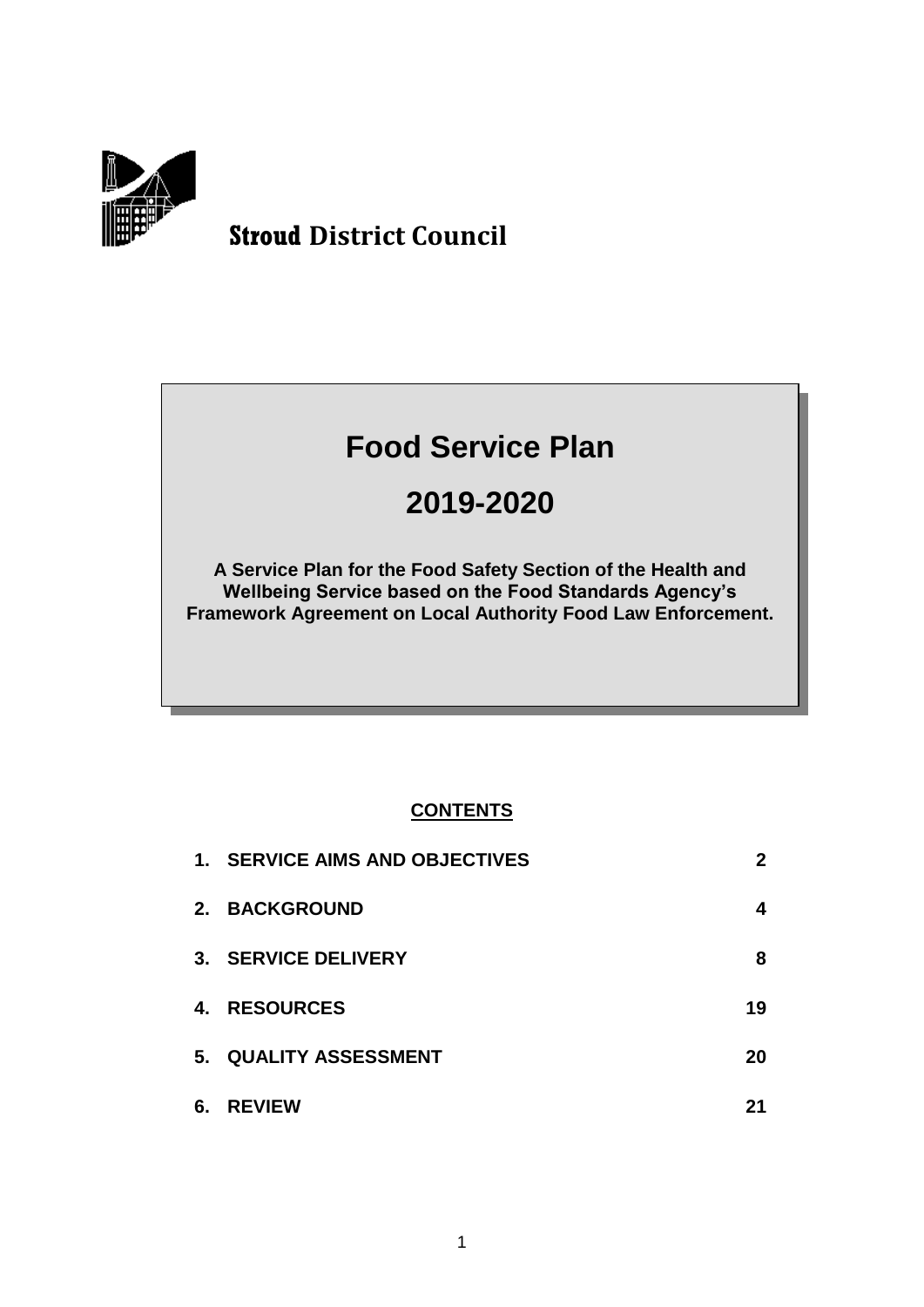**Stroud District Council**

# Food Service Plan

# 2019-2020

**A Service Plan for the Food Safety Section of the Health and Wellbeing Service based on the Food Standards Agency's Framework Agreement on Local Authority Food Law Enforcement.**

## CONTENTS

| | | |
|---|---|---|
| 1. | SERVICE AIMS AND OBJECTIVES | 2 |
| 2. | BACKGROUND | 4 |
| 3. | SERVICE DELIVERY | 8 |
| 4. | RESOURCES | 19 |
| 5. | QUALITY ASSESSMENT | 20 |
| 6. | REVIEW | 21 |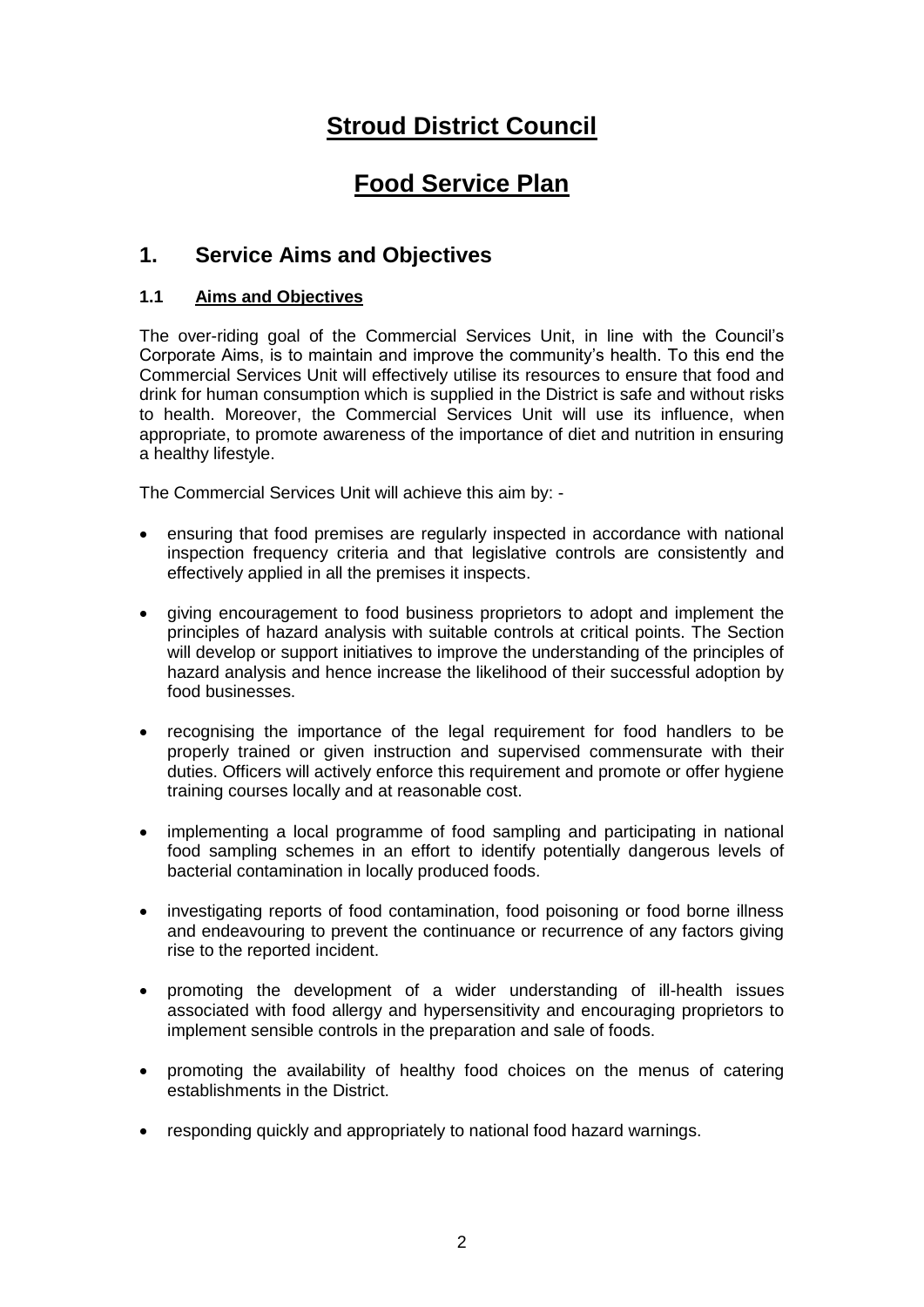# Stroud District Council

# Food Service Plan

## 1. Service Aims and Objectives

### 1.1 Aims and Objectives

The over-riding goal of the Commercial Services Unit, in line with the Council's Corporate Aims, is to maintain and improve the community's health. To this end the Commercial Services Unit will effectively utilise its resources to ensure that food and drink for human consumption which is supplied in the District is safe and without risks to health. Moreover, the Commercial Services Unit will use its influence, when appropriate, to promote awareness of the importance of diet and nutrition in ensuring a healthy lifestyle.

The Commercial Services Unit will achieve this aim by: -

- ensuring that food premises are regularly inspected in accordance with national inspection frequency criteria and that legislative controls are consistently and effectively applied in all the premises it inspects.
- giving encouragement to food business proprietors to adopt and implement the principles of hazard analysis with suitable controls at critical points. The Section will develop or support initiatives to improve the understanding of the principles of hazard analysis and hence increase the likelihood of their successful adoption by food businesses.
- recognising the importance of the legal requirement for food handlers to be properly trained or given instruction and supervised commensurate with their duties. Officers will actively enforce this requirement and promote or offer hygiene training courses locally and at reasonable cost.
- implementing a local programme of food sampling and participating in national food sampling schemes in an effort to identify potentially dangerous levels of bacterial contamination in locally produced foods.
- investigating reports of food contamination, food poisoning or food borne illness and endeavouring to prevent the continuance or recurrence of any factors giving rise to the reported incident.
- promoting the development of a wider understanding of ill-health issues associated with food allergy and hypersensitivity and encouraging proprietors to implement sensible controls in the preparation and sale of foods.
- promoting the availability of healthy food choices on the menus of catering establishments in the District.
- responding quickly and appropriately to national food hazard warnings.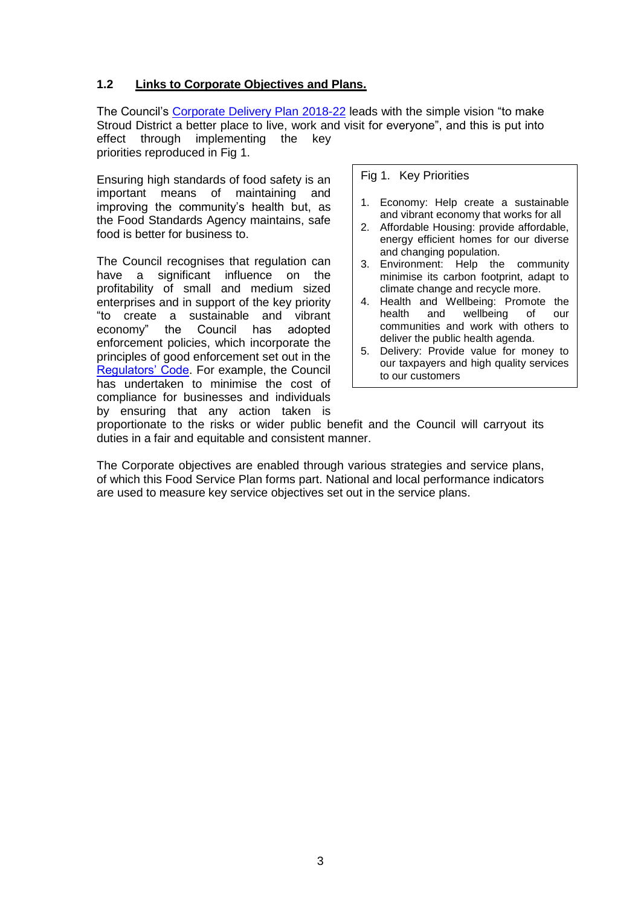## 1.2 Links to Corporate Objectives and Plans.

The Council's Corporate Delivery Plan 2018-22 leads with the simple vision "to make Stroud District a better place to live, work and visit for everyone", and this is put into effect through implementing the key priorities reproduced in Fig 1.

Fig 1. Key Priorities

1. Economy: Help create a sustainable and vibrant economy that works for all
2. Affordable Housing: provide affordable, energy efficient homes for our diverse and changing population.
3. Environment: Help the community minimise its carbon footprint, adapt to climate change and recycle more.
4. Health and Wellbeing: Promote the health and wellbeing of our communities and work with others to deliver the public health agenda.
5. Delivery: Provide value for money to our taxpayers and high quality services to our customers

Ensuring high standards of food safety is an important means of maintaining and improving the community's health but, as the Food Standards Agency maintains, safe food is better for business to.

The Council recognises that regulation can have a significant influence on the profitability of small and medium sized enterprises and in support of the key priority "to create a sustainable and vibrant economy" the Council has adopted enforcement policies, which incorporate the principles of good enforcement set out in the Regulators' Code. For example, the Council has undertaken to minimise the cost of compliance for businesses and individuals by ensuring that any action taken is proportionate to the risks or wider public benefit and the Council will carryout its duties in a fair and equitable and consistent manner.

The Corporate objectives are enabled through various strategies and service plans, of which this Food Service Plan forms part. National and local performance indicators are used to measure key service objectives set out in the service plans.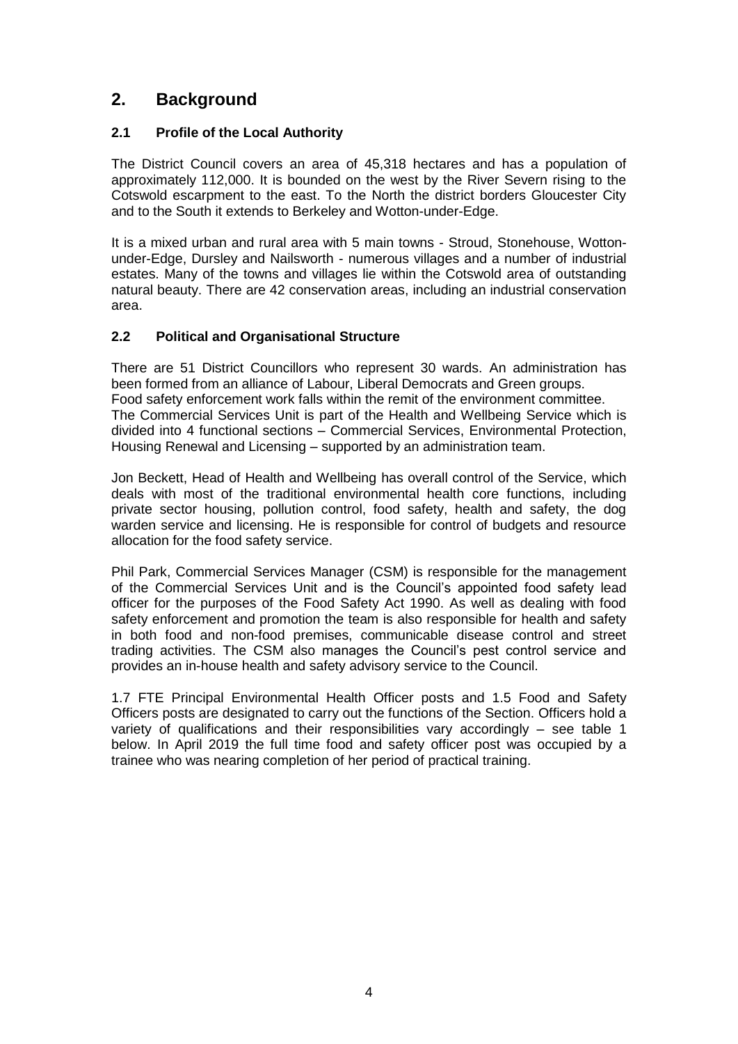## 2. Background

### 2.1 Profile of the Local Authority

The District Council covers an area of 45,318 hectares and has a population of approximately 112,000. It is bounded on the west by the River Severn rising to the Cotswold escarpment to the east. To the North the district borders Gloucester City and to the South it extends to Berkeley and Wotton-under-Edge.

It is a mixed urban and rural area with 5 main towns - Stroud, Stonehouse, Wotton-under-Edge, Dursley and Nailsworth - numerous villages and a number of industrial estates. Many of the towns and villages lie within the Cotswold area of outstanding natural beauty. There are 42 conservation areas, including an industrial conservation area.

### 2.2 Political and Organisational Structure

There are 51 District Councillors who represent 30 wards. An administration has been formed from an alliance of Labour, Liberal Democrats and Green groups. Food safety enforcement work falls within the remit of the environment committee. The Commercial Services Unit is part of the Health and Wellbeing Service which is divided into 4 functional sections – Commercial Services, Environmental Protection, Housing Renewal and Licensing – supported by an administration team.

Jon Beckett, Head of Health and Wellbeing has overall control of the Service, which deals with most of the traditional environmental health core functions, including private sector housing, pollution control, food safety, health and safety, the dog warden service and licensing. He is responsible for control of budgets and resource allocation for the food safety service.

Phil Park, Commercial Services Manager (CSM) is responsible for the management of the Commercial Services Unit and is the Council's appointed food safety lead officer for the purposes of the Food Safety Act 1990. As well as dealing with food safety enforcement and promotion the team is also responsible for health and safety in both food and non-food premises, communicable disease control and street trading activities. The CSM also manages the Council's pest control service and provides an in-house health and safety advisory service to the Council.

1.7 FTE Principal Environmental Health Officer posts and 1.5 Food and Safety Officers posts are designated to carry out the functions of the Section. Officers hold a variety of qualifications and their responsibilities vary accordingly – see table 1 below. In April 2019 the full time food and safety officer post was occupied by a trainee who was nearing completion of her period of practical training.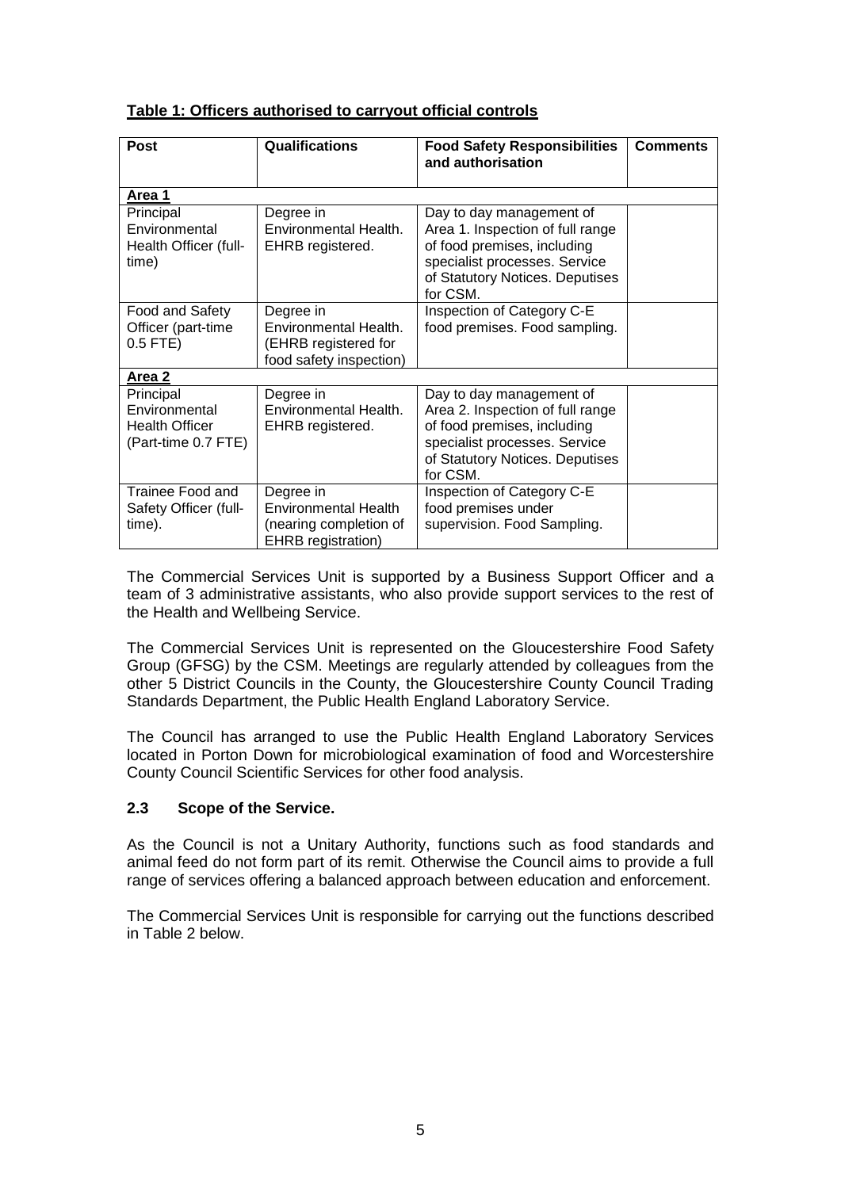**Table 1: Officers authorised to carryout official controls**

| Post | Qualifications | Food Safety Responsibilities and authorisation | Comments |
|---|---|---|---|
| **Area 1** | | | |
| Principal Environmental Health Officer (full-time) | Degree in Environmental Health. EHRB registered. | Day to day management of Area 1. Inspection of full range of food premises, including specialist processes. Service of Statutory Notices. Deputises for CSM. | |
| Food and Safety Officer (part-time 0.5 FTE) | Degree in Environmental Health. (EHRB registered for food safety inspection) | Inspection of Category C-E food premises. Food sampling. | |
| **Area 2** | | | |
| Principal Environmental Health Officer (Part-time 0.7 FTE) | Degree in Environmental Health. EHRB registered. | Day to day management of Area 2. Inspection of full range of food premises, including specialist processes. Service of Statutory Notices. Deputises for CSM. | |
| Trainee Food and Safety Officer (full-time). | Degree in Environmental Health (nearing completion of EHRB registration) | Inspection of Category C-E food premises under supervision. Food Sampling. | |

The Commercial Services Unit is supported by a Business Support Officer and a team of 3 administrative assistants, who also provide support services to the rest of the Health and Wellbeing Service.

The Commercial Services Unit is represented on the Gloucestershire Food Safety Group (GFSG) by the CSM. Meetings are regularly attended by colleagues from the other 5 District Councils in the County, the Gloucestershire County Council Trading Standards Department, the Public Health England Laboratory Service.

The Council has arranged to use the Public Health England Laboratory Services located in Porton Down for microbiological examination of food and Worcestershire County Council Scientific Services for other food analysis.

### 2.3 Scope of the Service.

As the Council is not a Unitary Authority, functions such as food standards and animal feed do not form part of its remit. Otherwise the Council aims to provide a full range of services offering a balanced approach between education and enforcement.

The Commercial Services Unit is responsible for carrying out the functions described in Table 2 below.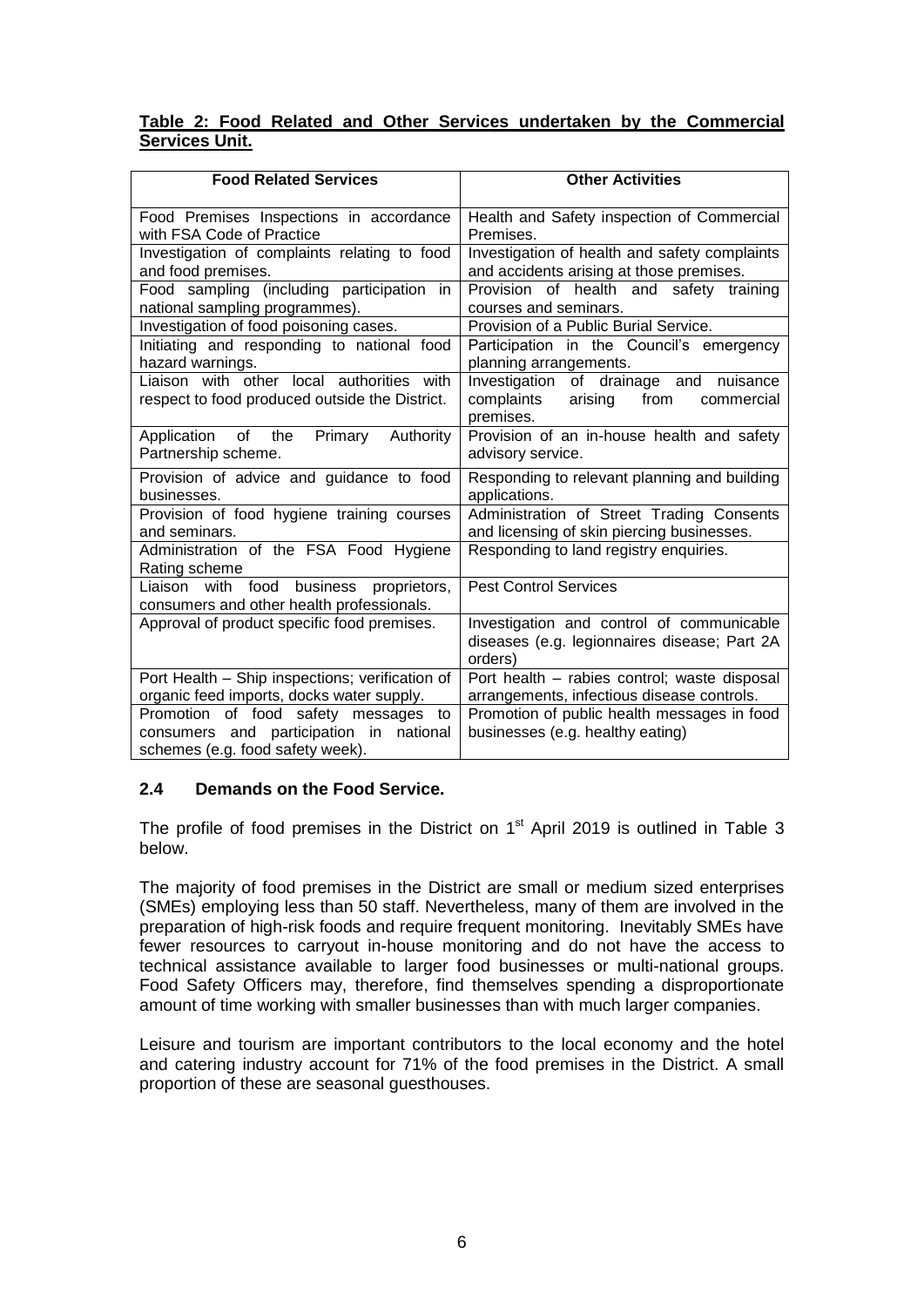**Table 2: Food Related and Other Services undertaken by the Commercial Services Unit.**

| Food Related Services | Other Activities |
|---|---|
| Food Premises Inspections in accordance with FSA Code of Practice | Health and Safety inspection of Commercial Premises. |
| Investigation of complaints relating to food and food premises. | Investigation of health and safety complaints and accidents arising at those premises. |
| Food sampling (including participation in national sampling programmes). | Provision of health and safety training courses and seminars. |
| Investigation of food poisoning cases. | Provision of a Public Burial Service. |
| Initiating and responding to national food hazard warnings. | Participation in the Council's emergency planning arrangements. |
| Liaison with other local authorities with respect to food produced outside the District. | Investigation of drainage and nuisance complaints arising from commercial premises. |
| Application of the Primary Authority Partnership scheme. | Provision of an in-house health and safety advisory service. |
| Provision of advice and guidance to food businesses. | Responding to relevant planning and building applications. |
| Provision of food hygiene training courses and seminars. | Administration of Street Trading Consents and licensing of skin piercing businesses. |
| Administration of the FSA Food Hygiene Rating scheme | Responding to land registry enquiries. |
| Liaison with food business proprietors, consumers and other health professionals. | Pest Control Services |
| Approval of product specific food premises. | Investigation and control of communicable diseases (e.g. legionnaires disease; Part 2A orders) |
| Port Health – Ship inspections; verification of organic feed imports, docks water supply. | Port health – rabies control; waste disposal arrangements, infectious disease controls. |
| Promotion of food safety messages to consumers and participation in national schemes (e.g. food safety week). | Promotion of public health messages in food businesses (e.g. healthy eating) |

### 2.4 Demands on the Food Service.

The profile of food premises in the District on 1st April 2019 is outlined in Table 3 below.

The majority of food premises in the District are small or medium sized enterprises (SMEs) employing less than 50 staff. Nevertheless, many of them are involved in the preparation of high-risk foods and require frequent monitoring. Inevitably SMEs have fewer resources to carryout in-house monitoring and do not have the access to technical assistance available to larger food businesses or multi-national groups. Food Safety Officers may, therefore, find themselves spending a disproportionate amount of time working with smaller businesses than with much larger companies.

Leisure and tourism are important contributors to the local economy and the hotel and catering industry account for 71% of the food premises in the District. A small proportion of these are seasonal guesthouses.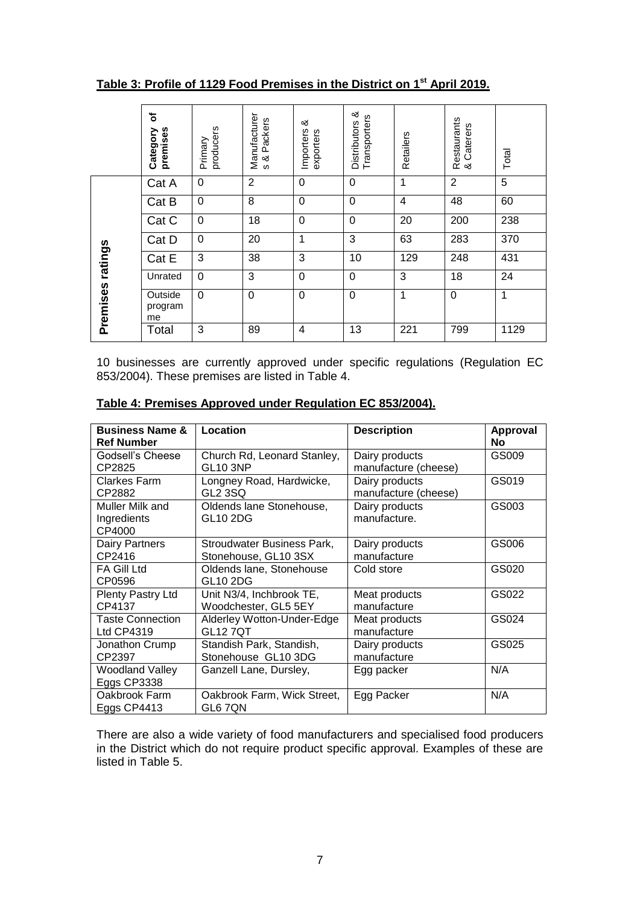**Table 3: Profile of 1129 Food Premises in the District on 1st April 2019.**

| | Category of premises | Primary producers | Manufacturers & Packers | Importers & exporters | Distributors & Transporters | Retailers | Restaurants & Caterers | Total |
|---|---|---|---|---|---|---|---|---|
| Premises ratings | Cat A | 0 | 2 | 0 | 0 | 1 | 2 | 5 |
| | Cat B | 0 | 8 | 0 | 0 | 4 | 48 | 60 |
| | Cat C | 0 | 18 | 0 | 0 | 20 | 200 | 238 |
| | Cat D | 0 | 20 | 1 | 3 | 63 | 283 | 370 |
| | Cat E | 3 | 38 | 3 | 10 | 129 | 248 | 431 |
| | Unrated | 0 | 3 | 0 | 0 | 3 | 18 | 24 |
| | Outside programme | 0 | 0 | 0 | 0 | 1 | 0 | 1 |
| | Total | 3 | 89 | 4 | 13 | 221 | 799 | 1129 |

10 businesses are currently approved under specific regulations (Regulation EC 853/2004). These premises are listed in Table 4.

**Table 4: Premises Approved under Regulation EC 853/2004).**

| Business Name & Ref Number | Location | Description | Approval No |
|---|---|---|---|
| Godsell's Cheese CP2825 | Church Rd, Leonard Stanley, GL10 3NP | Dairy products manufacture (cheese) | GS009 |
| Clarkes Farm CP2882 | Longney Road, Hardwicke, GL2 3SQ | Dairy products manufacture (cheese) | GS019 |
| Muller Milk and Ingredients CP4000 | Oldends lane Stonehouse, GL10 2DG | Dairy products manufacture. | GS003 |
| Dairy Partners CP2416 | Stroudwater Business Park, Stonehouse, GL10 3SX | Dairy products manufacture | GS006 |
| FA Gill Ltd CP0596 | Oldends lane, Stonehouse GL10 2DG | Cold store | GS020 |
| Plenty Pastry Ltd CP4137 | Unit N3/4, Inchbrook TE, Woodchester, GL5 5EY | Meat products manufacture | GS022 |
| Taste Connection Ltd CP4319 | Alderley Wotton-Under-Edge GL12 7QT | Meat products manufacture | GS024 |
| Jonathon Crump CP2397 | Standish Park, Standish, Stonehouse GL10 3DG | Dairy products manufacture | GS025 |
| Woodland Valley Eggs CP3338 | Ganzell Lane, Dursley, | Egg packer | N/A |
| Oakbrook Farm Eggs CP4413 | Oakbrook Farm, Wick Street, GL6 7QN | Egg Packer | N/A |

There are also a wide variety of food manufacturers and specialised food producers in the District which do not require product specific approval. Examples of these are listed in Table 5.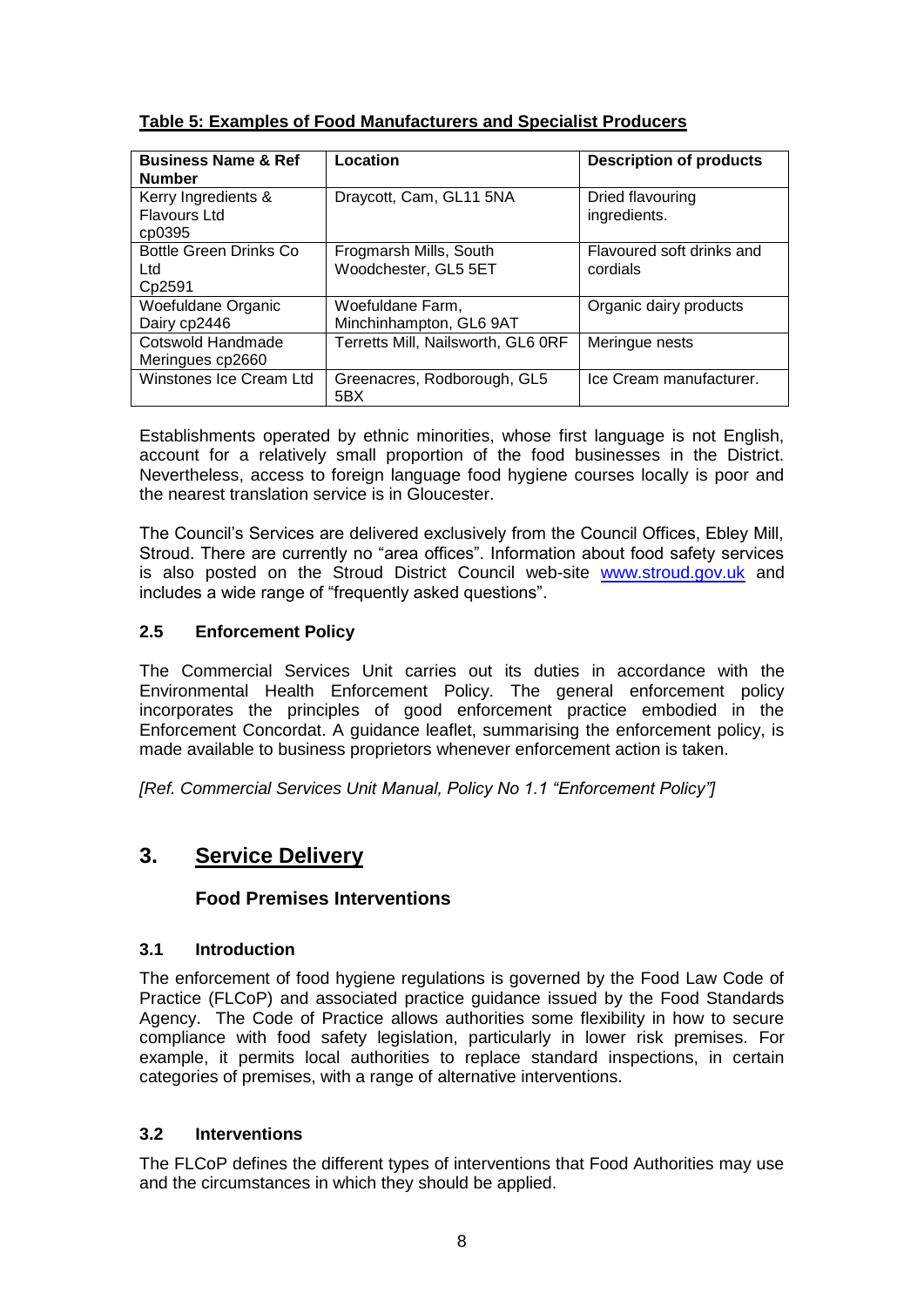**Table 5: Examples of Food Manufacturers and Specialist Producers**

| Business Name & Ref Number | Location | Description of products |
|---|---|---|
| Kerry Ingredients & Flavours Ltd cp0395 | Draycott, Cam, GL11 5NA | Dried flavouring ingredients. |
| Bottle Green Drinks Co Ltd Cp2591 | Frogmarsh Mills, South Woodchester, GL5 5ET | Flavoured soft drinks and cordials |
| Woefuldane Organic Dairy cp2446 | Woefuldane Farm, Minchinhampton, GL6 9AT | Organic dairy products |
| Cotswold Handmade Meringues cp2660 | Terretts Mill, Nailsworth, GL6 0RF | Meringue nests |
| Winstones Ice Cream Ltd | Greenacres, Rodborough, GL5 5BX | Ice Cream manufacturer. |

Establishments operated by ethnic minorities, whose first language is not English, account for a relatively small proportion of the food businesses in the District. Nevertheless, access to foreign language food hygiene courses locally is poor and the nearest translation service is in Gloucester.

The Council's Services are delivered exclusively from the Council Offices, Ebley Mill, Stroud. There are currently no "area offices". Information about food safety services is also posted on the Stroud District Council web-site www.stroud.gov.uk and includes a wide range of "frequently asked questions".

### 2.5 Enforcement Policy

The Commercial Services Unit carries out its duties in accordance with the Environmental Health Enforcement Policy. The general enforcement policy incorporates the principles of good enforcement practice embodied in the Enforcement Concordat. A guidance leaflet, summarising the enforcement policy, is made available to business proprietors whenever enforcement action is taken.

*[Ref. Commercial Services Unit Manual, Policy No 1.1 "Enforcement Policy"]*

## 3. Service Delivery

### Food Premises Interventions

### 3.1 Introduction

The enforcement of food hygiene regulations is governed by the Food Law Code of Practice (FLCoP) and associated practice guidance issued by the Food Standards Agency. The Code of Practice allows authorities some flexibility in how to secure compliance with food safety legislation, particularly in lower risk premises. For example, it permits local authorities to replace standard inspections, in certain categories of premises, with a range of alternative interventions.

### 3.2 Interventions

The FLCoP defines the different types of interventions that Food Authorities may use and the circumstances in which they should be applied.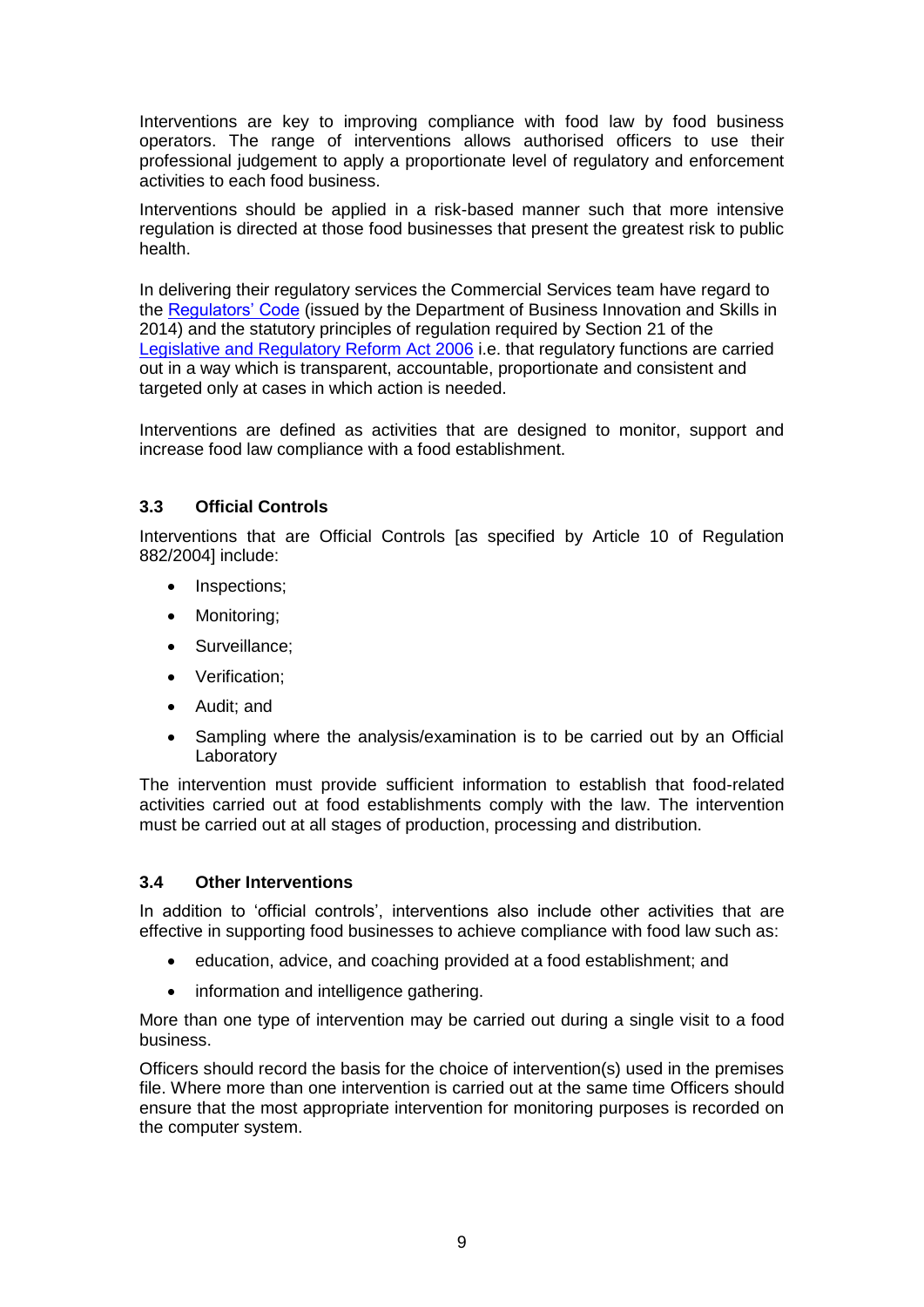Interventions are key to improving compliance with food law by food business operators. The range of interventions allows authorised officers to use their professional judgement to apply a proportionate level of regulatory and enforcement activities to each food business.

Interventions should be applied in a risk-based manner such that more intensive regulation is directed at those food businesses that present the greatest risk to public health.

In delivering their regulatory services the Commercial Services team have regard to the Regulators' Code (issued by the Department of Business Innovation and Skills in 2014) and the statutory principles of regulation required by Section 21 of the Legislative and Regulatory Reform Act 2006 i.e. that regulatory functions are carried out in a way which is transparent, accountable, proportionate and consistent and targeted only at cases in which action is needed.

Interventions are defined as activities that are designed to monitor, support and increase food law compliance with a food establishment.

### 3.3 Official Controls

Interventions that are Official Controls [as specified by Article 10 of Regulation 882/2004] include:

- Inspections;
- Monitoring;
- Surveillance;
- Verification;
- Audit; and
- Sampling where the analysis/examination is to be carried out by an Official Laboratory

The intervention must provide sufficient information to establish that food-related activities carried out at food establishments comply with the law. The intervention must be carried out at all stages of production, processing and distribution.

### 3.4 Other Interventions

In addition to 'official controls', interventions also include other activities that are effective in supporting food businesses to achieve compliance with food law such as:

- education, advice, and coaching provided at a food establishment; and
- information and intelligence gathering.

More than one type of intervention may be carried out during a single visit to a food business.

Officers should record the basis for the choice of intervention(s) used in the premises file. Where more than one intervention is carried out at the same time Officers should ensure that the most appropriate intervention for monitoring purposes is recorded on the computer system.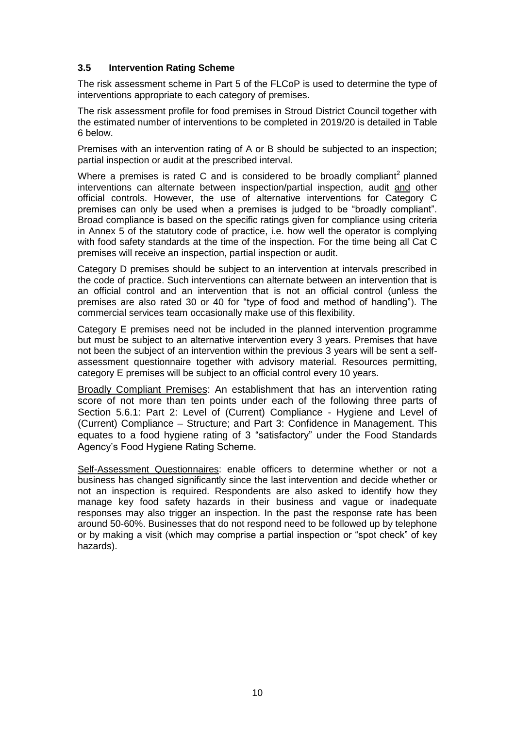### 3.5 Intervention Rating Scheme

The risk assessment scheme in Part 5 of the FLCoP is used to determine the type of interventions appropriate to each category of premises.

The risk assessment profile for food premises in Stroud District Council together with the estimated number of interventions to be completed in 2019/20 is detailed in Table 6 below.

Premises with an intervention rating of A or B should be subjected to an inspection; partial inspection or audit at the prescribed interval.

Where a premises is rated C and is considered to be broadly compliant[2] planned interventions can alternate between inspection/partial inspection, audit and other official controls. However, the use of alternative interventions for Category C premises can only be used when a premises is judged to be "broadly compliant". Broad compliance is based on the specific ratings given for compliance using criteria in Annex 5 of the statutory code of practice, i.e. how well the operator is complying with food safety standards at the time of the inspection. For the time being all Cat C premises will receive an inspection, partial inspection or audit.

Category D premises should be subject to an intervention at intervals prescribed in the code of practice. Such interventions can alternate between an intervention that is an official control and an intervention that is not an official control (unless the premises are also rated 30 or 40 for "type of food and method of handling"). The commercial services team occasionally make use of this flexibility.

Category E premises need not be included in the planned intervention programme but must be subject to an alternative intervention every 3 years. Premises that have not been the subject of an intervention within the previous 3 years will be sent a self-assessment questionnaire together with advisory material. Resources permitting, category E premises will be subject to an official control every 10 years.

Broadly Compliant Premises: An establishment that has an intervention rating score of not more than ten points under each of the following three parts of Section 5.6.1: Part 2: Level of (Current) Compliance - Hygiene and Level of (Current) Compliance – Structure; and Part 3: Confidence in Management. This equates to a food hygiene rating of 3 "satisfactory" under the Food Standards Agency's Food Hygiene Rating Scheme.

Self-Assessment Questionnaires: enable officers to determine whether or not a business has changed significantly since the last intervention and decide whether or not an inspection is required. Respondents are also asked to identify how they manage key food safety hazards in their business and vague or inadequate responses may also trigger an inspection. In the past the response rate has been around 50-60%. Businesses that do not respond need to be followed up by telephone or by making a visit (which may comprise a partial inspection or "spot check" of key hazards).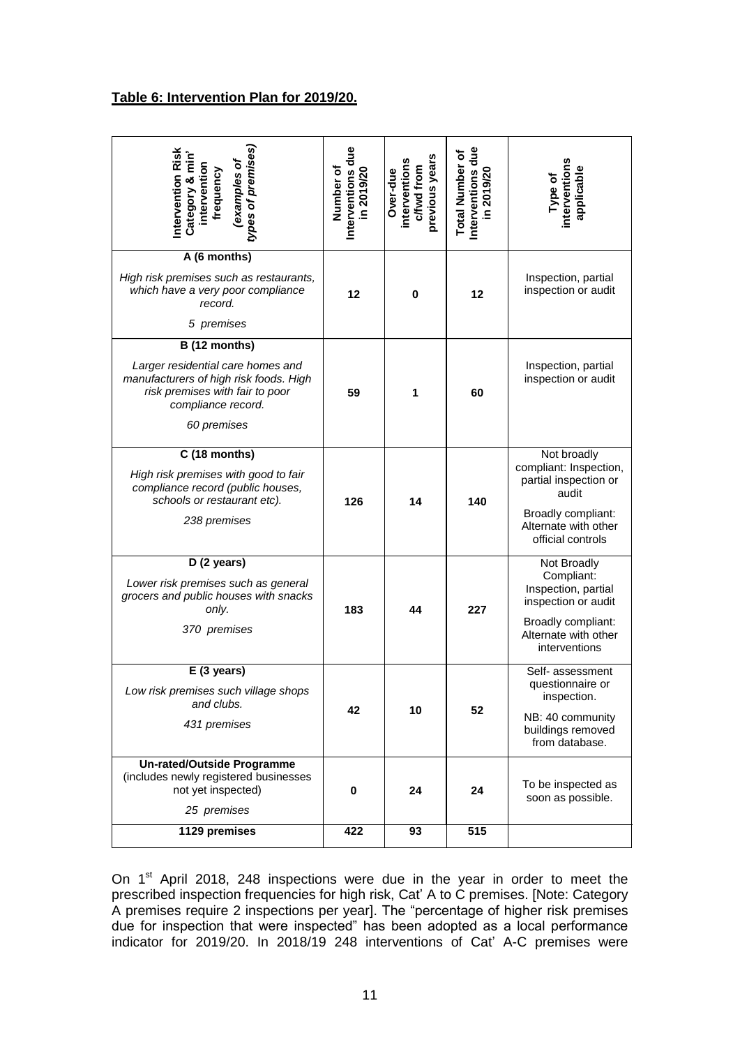**Table 6: Intervention Plan for 2019/20.**

| Intervention Risk Category & min' intervention frequency *(examples of types of premises)* | Number of Interventions due in 2019/20 | Over-due interventions c/fwd from previous years | Total Number of Interventions due in 2019/20 | Type of interventions applicable |
|---|---|---|---|---|
| **A (6 months)**<br>*High risk premises such as restaurants, which have a very poor compliance record.*<br>*5 premises* | **12** | **0** | **12** | Inspection, partial inspection or audit |
| **B (12 months)**<br>*Larger residential care homes and manufacturers of high risk foods. High risk premises with fair to poor compliance record.*<br>*60 premises* | **59** | **1** | **60** | Inspection, partial inspection or audit |
| **C (18 months)**<br>*High risk premises with good to fair compliance record (public houses, schools or restaurant etc).*<br>*238 premises* | **126** | **14** | **140** | Not broadly compliant: Inspection, partial inspection or audit<br>Broadly compliant: Alternate with other official controls |
| **D (2 years)**<br>*Lower risk premises such as general grocers and public houses with snacks only.*<br>*370 premises* | **183** | **44** | **227** | Not Broadly Compliant: Inspection, partial inspection or audit<br>Broadly compliant: Alternate with other interventions |
| **E (3 years)**<br>*Low risk premises such village shops and clubs.*<br>*431 premises* | **42** | **10** | **52** | Self- assessment questionnaire or inspection.<br>NB: 40 community buildings removed from database. |
| **Un-rated/Outside Programme**<br>(includes newly registered businesses not yet inspected)<br>*25 premises* | **0** | **24** | **24** | To be inspected as soon as possible. |
| **1129 premises** | **422** | **93** | **515** | |

On 1st April 2018, 248 inspections were due in the year in order to meet the prescribed inspection frequencies for high risk, Cat' A to C premises. [Note: Category A premises require 2 inspections per year]. The "percentage of higher risk premises due for inspection that were inspected" has been adopted as a local performance indicator for 2019/20. In 2018/19 248 interventions of Cat' A-C premises were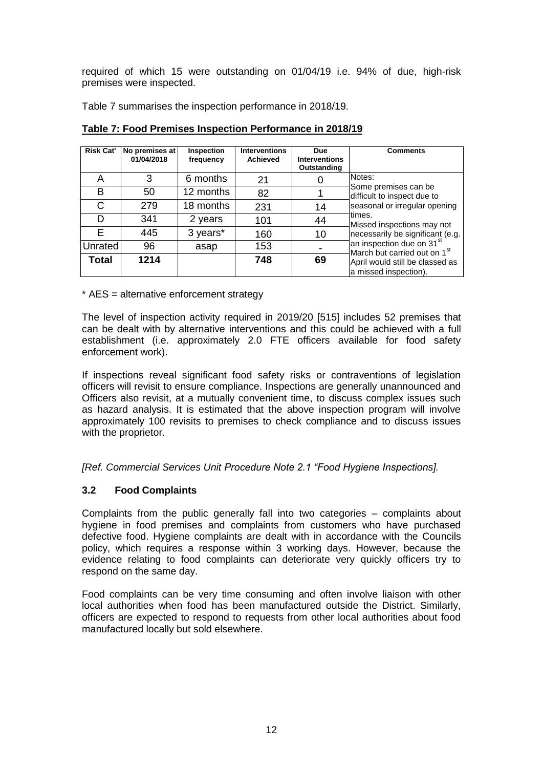required of which 15 were outstanding on 01/04/19 i.e. 94% of due, high-risk premises were inspected.

Table 7 summarises the inspection performance in 2018/19.

**Table 7: Food Premises Inspection Performance in 2018/19**

| Risk Cat' | No premises at 01/04/2018 | Inspection frequency | Interventions Achieved | Due Interventions Outstanding | Comments |
|---|---|---|---|---|---|
| A | 3 | 6 months | 21 | 0 | Notes: Some premises can be difficult to inspect due to seasonal or irregular opening times. Missed inspections may not necessarily be significant (e.g. an inspection due on 31st March but carried out on 1st April would still be classed as a missed inspection). |
| B | 50 | 12 months | 82 | 1 | |
| C | 279 | 18 months | 231 | 14 | |
| D | 341 | 2 years | 101 | 44 | |
| E | 445 | 3 years* | 160 | 10 | |
| Unrated | 96 | asap | 153 | - | |
| **Total** | **1214** | | **748** | **69** | |

* AES = alternative enforcement strategy

The level of inspection activity required in 2019/20 [515] includes 52 premises that can be dealt with by alternative interventions and this could be achieved with a full establishment (i.e. approximately 2.0 FTE officers available for food safety enforcement work).

If inspections reveal significant food safety risks or contraventions of legislation officers will revisit to ensure compliance. Inspections are generally unannounced and Officers also revisit, at a mutually convenient time, to discuss complex issues such as hazard analysis. It is estimated that the above inspection program will involve approximately 100 revisits to premises to check compliance and to discuss issues with the proprietor.

*[Ref. Commercial Services Unit Procedure Note 2.1 "Food Hygiene Inspections].*

### 3.2 Food Complaints

Complaints from the public generally fall into two categories – complaints about hygiene in food premises and complaints from customers who have purchased defective food. Hygiene complaints are dealt with in accordance with the Councils policy, which requires a response within 3 working days. However, because the evidence relating to food complaints can deteriorate very quickly officers try to respond on the same day.

Food complaints can be very time consuming and often involve liaison with other local authorities when food has been manufactured outside the District. Similarly, officers are expected to respond to requests from other local authorities about food manufactured locally but sold elsewhere.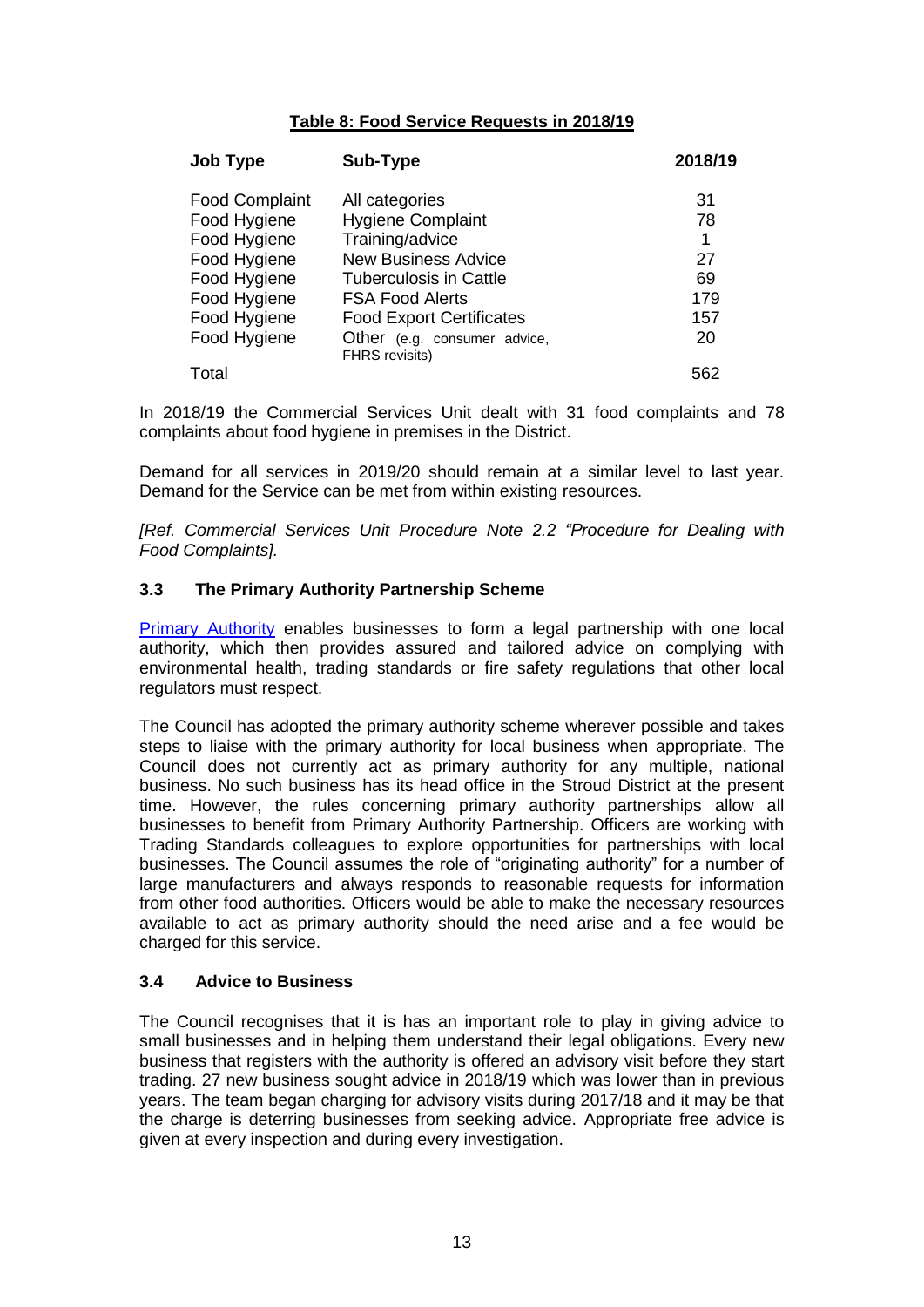**Table 8: Food Service Requests in 2018/19**

| Job Type | Sub-Type | 2018/19 |
|---|---|---|
| Food Complaint | All categories | 31 |
| Food Hygiene | Hygiene Complaint | 78 |
| Food Hygiene | Training/advice | 1 |
| Food Hygiene | New Business Advice | 27 |
| Food Hygiene | Tuberculosis in Cattle | 69 |
| Food Hygiene | FSA Food Alerts | 179 |
| Food Hygiene | Food Export Certificates | 157 |
| Food Hygiene | Other (e.g. consumer advice, FHRS revisits) | 20 |
| Total | | 562 |

In 2018/19 the Commercial Services Unit dealt with 31 food complaints and 78 complaints about food hygiene in premises in the District.

Demand for all services in 2019/20 should remain at a similar level to last year. Demand for the Service can be met from within existing resources.

*[Ref. Commercial Services Unit Procedure Note 2.2 "Procedure for Dealing with Food Complaints].*

### 3.3 The Primary Authority Partnership Scheme

Primary Authority enables businesses to form a legal partnership with one local authority, which then provides assured and tailored advice on complying with environmental health, trading standards or fire safety regulations that other local regulators must respect.

The Council has adopted the primary authority scheme wherever possible and takes steps to liaise with the primary authority for local business when appropriate. The Council does not currently act as primary authority for any multiple, national business. No such business has its head office in the Stroud District at the present time. However, the rules concerning primary authority partnerships allow all businesses to benefit from Primary Authority Partnership. Officers are working with Trading Standards colleagues to explore opportunities for partnerships with local businesses. The Council assumes the role of "originating authority" for a number of large manufacturers and always responds to reasonable requests for information from other food authorities. Officers would be able to make the necessary resources available to act as primary authority should the need arise and a fee would be charged for this service.

### 3.4 Advice to Business

The Council recognises that it is has an important role to play in giving advice to small businesses and in helping them understand their legal obligations. Every new business that registers with the authority is offered an advisory visit before they start trading. 27 new business sought advice in 2018/19 which was lower than in previous years. The team began charging for advisory visits during 2017/18 and it may be that the charge is deterring businesses from seeking advice. Appropriate free advice is given at every inspection and during every investigation.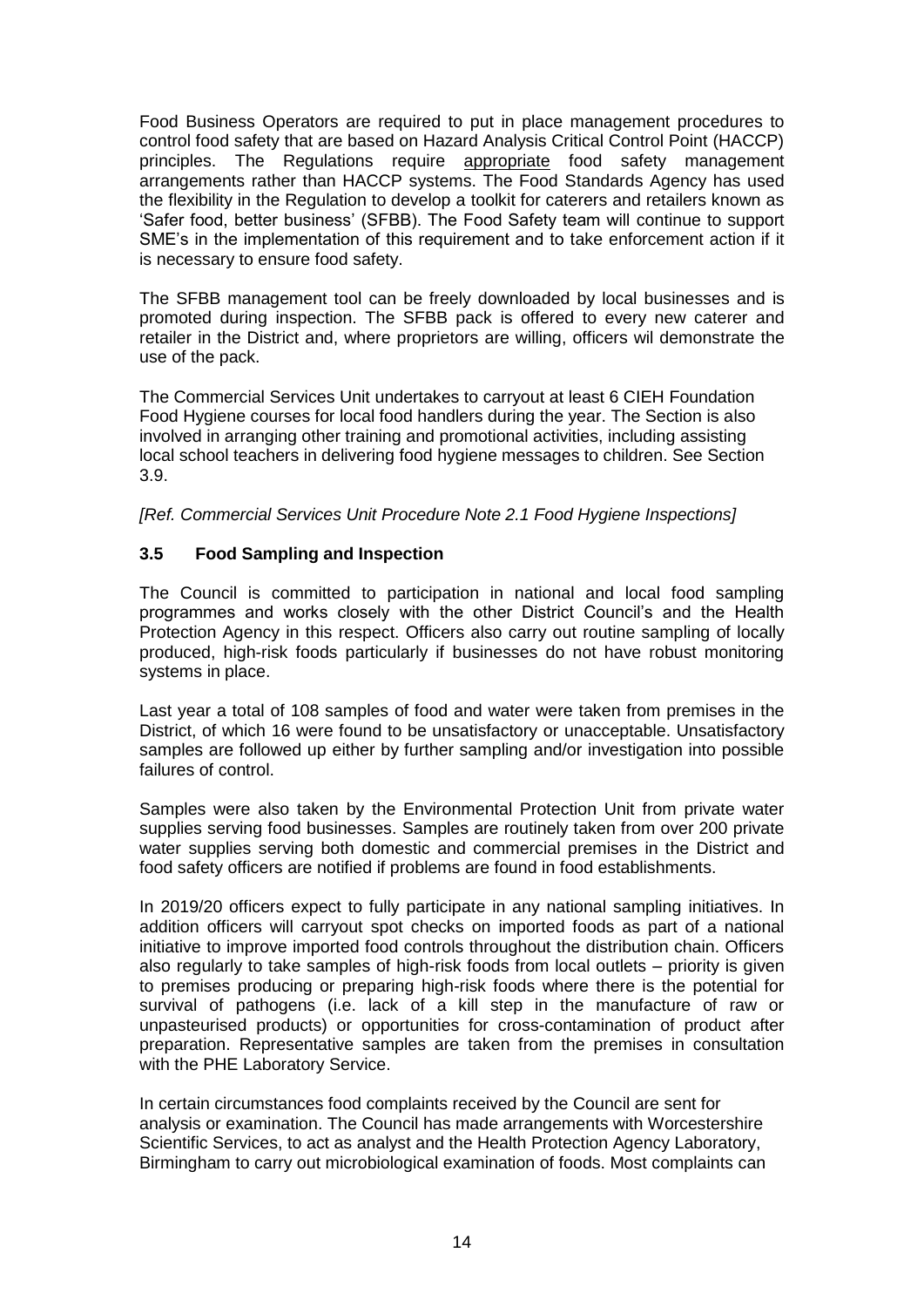Food Business Operators are required to put in place management procedures to control food safety that are based on Hazard Analysis Critical Control Point (HACCP) principles. The Regulations require appropriate food safety management arrangements rather than HACCP systems. The Food Standards Agency has used the flexibility in the Regulation to develop a toolkit for caterers and retailers known as 'Safer food, better business' (SFBB). The Food Safety team will continue to support SME's in the implementation of this requirement and to take enforcement action if it is necessary to ensure food safety.

The SFBB management tool can be freely downloaded by local businesses and is promoted during inspection. The SFBB pack is offered to every new caterer and retailer in the District and, where proprietors are willing, officers wil demonstrate the use of the pack.

The Commercial Services Unit undertakes to carryout at least 6 CIEH Foundation Food Hygiene courses for local food handlers during the year. The Section is also involved in arranging other training and promotional activities, including assisting local school teachers in delivering food hygiene messages to children. See Section 3.9.

*[Ref. Commercial Services Unit Procedure Note 2.1 Food Hygiene Inspections]*

### 3.5 Food Sampling and Inspection

The Council is committed to participation in national and local food sampling programmes and works closely with the other District Council's and the Health Protection Agency in this respect. Officers also carry out routine sampling of locally produced, high-risk foods particularly if businesses do not have robust monitoring systems in place.

Last year a total of 108 samples of food and water were taken from premises in the District, of which 16 were found to be unsatisfactory or unacceptable. Unsatisfactory samples are followed up either by further sampling and/or investigation into possible failures of control.

Samples were also taken by the Environmental Protection Unit from private water supplies serving food businesses. Samples are routinely taken from over 200 private water supplies serving both domestic and commercial premises in the District and food safety officers are notified if problems are found in food establishments.

In 2019/20 officers expect to fully participate in any national sampling initiatives. In addition officers will carryout spot checks on imported foods as part of a national initiative to improve imported food controls throughout the distribution chain. Officers also regularly to take samples of high-risk foods from local outlets – priority is given to premises producing or preparing high-risk foods where there is the potential for survival of pathogens (i.e. lack of a kill step in the manufacture of raw or unpasteurised products) or opportunities for cross-contamination of product after preparation. Representative samples are taken from the premises in consultation with the PHE Laboratory Service.

In certain circumstances food complaints received by the Council are sent for analysis or examination. The Council has made arrangements with Worcestershire Scientific Services, to act as analyst and the Health Protection Agency Laboratory, Birmingham to carry out microbiological examination of foods. Most complaints can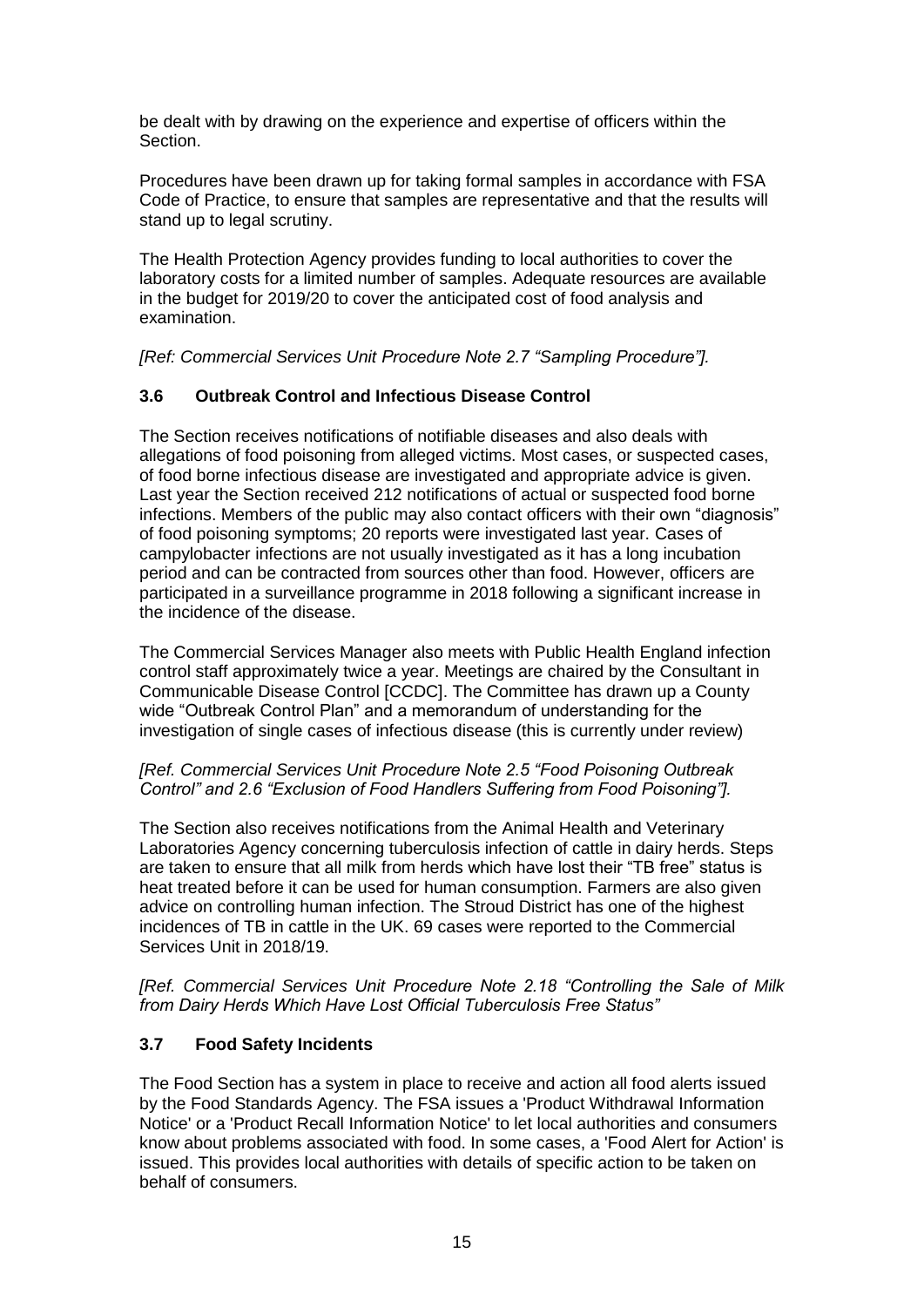be dealt with by drawing on the experience and expertise of officers within the Section.

Procedures have been drawn up for taking formal samples in accordance with FSA Code of Practice, to ensure that samples are representative and that the results will stand up to legal scrutiny.

The Health Protection Agency provides funding to local authorities to cover the laboratory costs for a limited number of samples. Adequate resources are available in the budget for 2019/20 to cover the anticipated cost of food analysis and examination.

*[Ref: Commercial Services Unit Procedure Note 2.7 "Sampling Procedure"].*

### 3.6 Outbreak Control and Infectious Disease Control

The Section receives notifications of notifiable diseases and also deals with allegations of food poisoning from alleged victims. Most cases, or suspected cases, of food borne infectious disease are investigated and appropriate advice is given. Last year the Section received 212 notifications of actual or suspected food borne infections. Members of the public may also contact officers with their own "diagnosis" of food poisoning symptoms; 20 reports were investigated last year. Cases of campylobacter infections are not usually investigated as it has a long incubation period and can be contracted from sources other than food. However, officers are participated in a surveillance programme in 2018 following a significant increase in the incidence of the disease.

The Commercial Services Manager also meets with Public Health England infection control staff approximately twice a year. Meetings are chaired by the Consultant in Communicable Disease Control [CCDC]. The Committee has drawn up a County wide "Outbreak Control Plan" and a memorandum of understanding for the investigation of single cases of infectious disease (this is currently under review)

*[Ref. Commercial Services Unit Procedure Note 2.5 "Food Poisoning Outbreak Control" and 2.6 "Exclusion of Food Handlers Suffering from Food Poisoning"].*

The Section also receives notifications from the Animal Health and Veterinary Laboratories Agency concerning tuberculosis infection of cattle in dairy herds. Steps are taken to ensure that all milk from herds which have lost their "TB free" status is heat treated before it can be used for human consumption. Farmers are also given advice on controlling human infection. The Stroud District has one of the highest incidences of TB in cattle in the UK. 69 cases were reported to the Commercial Services Unit in 2018/19.

*[Ref. Commercial Services Unit Procedure Note 2.18 "Controlling the Sale of Milk from Dairy Herds Which Have Lost Official Tuberculosis Free Status"*

### 3.7 Food Safety Incidents

The Food Section has a system in place to receive and action all food alerts issued by the Food Standards Agency. The FSA issues a 'Product Withdrawal Information Notice' or a 'Product Recall Information Notice' to let local authorities and consumers know about problems associated with food. In some cases, a 'Food Alert for Action' is issued. This provides local authorities with details of specific action to be taken on behalf of consumers.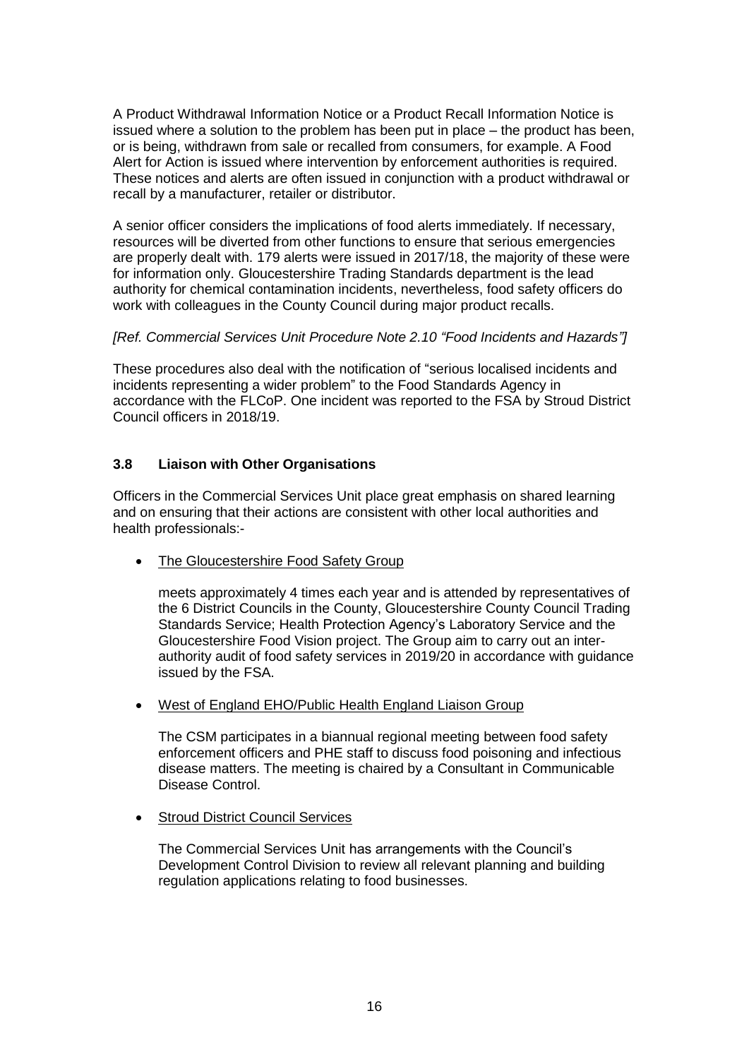A Product Withdrawal Information Notice or a Product Recall Information Notice is issued where a solution to the problem has been put in place – the product has been, or is being, withdrawn from sale or recalled from consumers, for example. A Food Alert for Action is issued where intervention by enforcement authorities is required. These notices and alerts are often issued in conjunction with a product withdrawal or recall by a manufacturer, retailer or distributor.

A senior officer considers the implications of food alerts immediately. If necessary, resources will be diverted from other functions to ensure that serious emergencies are properly dealt with. 179 alerts were issued in 2017/18, the majority of these were for information only. Gloucestershire Trading Standards department is the lead authority for chemical contamination incidents, nevertheless, food safety officers do work with colleagues in the County Council during major product recalls.

*[Ref. Commercial Services Unit Procedure Note 2.10 "Food Incidents and Hazards"]*

These procedures also deal with the notification of "serious localised incidents and incidents representing a wider problem" to the Food Standards Agency in accordance with the FLCoP. One incident was reported to the FSA by Stroud District Council officers in 2018/19.

### 3.8 Liaison with Other Organisations

Officers in the Commercial Services Unit place great emphasis on shared learning and on ensuring that their actions are consistent with other local authorities and health professionals:-

- <u>The Gloucestershire Food Safety Group</u>

  meets approximately 4 times each year and is attended by representatives of the 6 District Councils in the County, Gloucestershire County Council Trading Standards Service; Health Protection Agency's Laboratory Service and the Gloucestershire Food Vision project. The Group aim to carry out an inter-authority audit of food safety services in 2019/20 in accordance with guidance issued by the FSA.

- <u>West of England EHO/Public Health England Liaison Group</u>

  The CSM participates in a biannual regional meeting between food safety enforcement officers and PHE staff to discuss food poisoning and infectious disease matters. The meeting is chaired by a Consultant in Communicable Disease Control.

- <u>Stroud District Council Services</u>

  The Commercial Services Unit has arrangements with the Council's Development Control Division to review all relevant planning and building regulation applications relating to food businesses.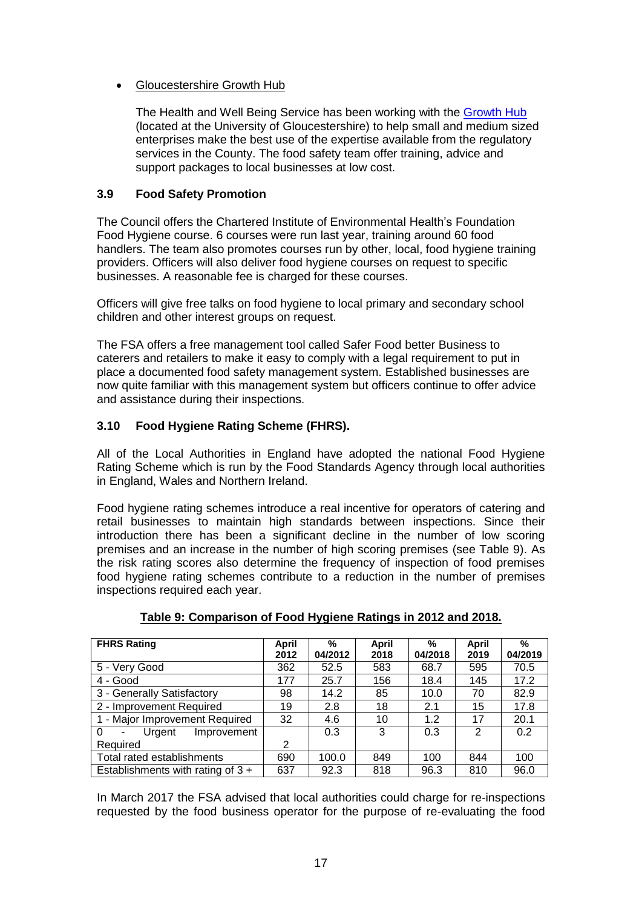- Gloucestershire Growth Hub

  The Health and Well Being Service has been working with the Growth Hub (located at the University of Gloucestershire) to help small and medium sized enterprises make the best use of the expertise available from the regulatory services in the County. The food safety team offer training, advice and support packages to local businesses at low cost.

### 3.9 Food Safety Promotion

The Council offers the Chartered Institute of Environmental Health's Foundation Food Hygiene course. 6 courses were run last year, training around 60 food handlers. The team also promotes courses run by other, local, food hygiene training providers. Officers will also deliver food hygiene courses on request to specific businesses. A reasonable fee is charged for these courses.

Officers will give free talks on food hygiene to local primary and secondary school children and other interest groups on request.

The FSA offers a free management tool called Safer Food better Business to caterers and retailers to make it easy to comply with a legal requirement to put in place a documented food safety management system. Established businesses are now quite familiar with this management system but officers continue to offer advice and assistance during their inspections.

### 3.10 Food Hygiene Rating Scheme (FHRS).

All of the Local Authorities in England have adopted the national Food Hygiene Rating Scheme which is run by the Food Standards Agency through local authorities in England, Wales and Northern Ireland.

Food hygiene rating schemes introduce a real incentive for operators of catering and retail businesses to maintain high standards between inspections. Since their introduction there has been a significant decline in the number of low scoring premises and an increase in the number of high scoring premises (see Table 9). As the risk rating scores also determine the frequency of inspection of food premises food hygiene rating schemes contribute to a reduction in the number of premises inspections required each year.

**Table 9: Comparison of Food Hygiene Ratings in 2012 and 2018.**

| FHRS Rating | April 2012 | % 04/2012 | April 2018 | % 04/2018 | April 2019 | % 04/2019 |
|---|---|---|---|---|---|---|
| 5 - Very Good | 362 | 52.5 | 583 | 68.7 | 595 | 70.5 |
| 4 - Good | 177 | 25.7 | 156 | 18.4 | 145 | 17.2 |
| 3 - Generally Satisfactory | 98 | 14.2 | 85 | 10.0 | 70 | 82.9 |
| 2 - Improvement Required | 19 | 2.8 | 18 | 2.1 | 15 | 17.8 |
| 1 - Major Improvement Required | 32 | 4.6 | 10 | 1.2 | 17 | 20.1 |
| 0 - Urgent Improvement Required | 2 | 0.3 | 3 | 0.3 | 2 | 0.2 |
| Total rated establishments | 690 | 100.0 | 849 | 100 | 844 | 100 |
| Establishments with rating of 3 + | 637 | 92.3 | 818 | 96.3 | 810 | 96.0 |

In March 2017 the FSA advised that local authorities could charge for re-inspections requested by the food business operator for the purpose of re-evaluating the food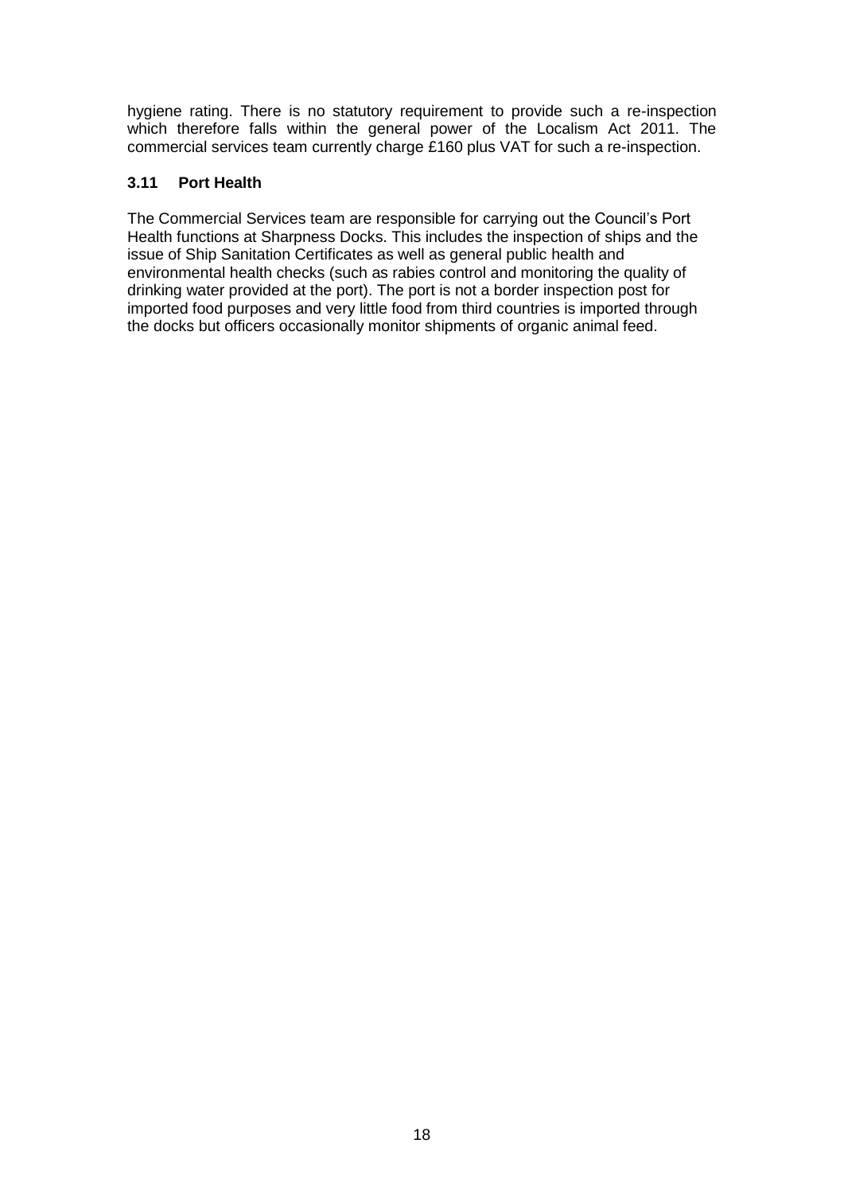hygiene rating. There is no statutory requirement to provide such a re-inspection which therefore falls within the general power of the Localism Act 2011. The commercial services team currently charge £160 plus VAT for such a re-inspection.

### 3.11 Port Health

The Commercial Services team are responsible for carrying out the Council's Port Health functions at Sharpness Docks. This includes the inspection of ships and the issue of Ship Sanitation Certificates as well as general public health and environmental health checks (such as rabies control and monitoring the quality of drinking water provided at the port). The port is not a border inspection post for imported food purposes and very little food from third countries is imported through the docks but officers occasionally monitor shipments of organic animal feed.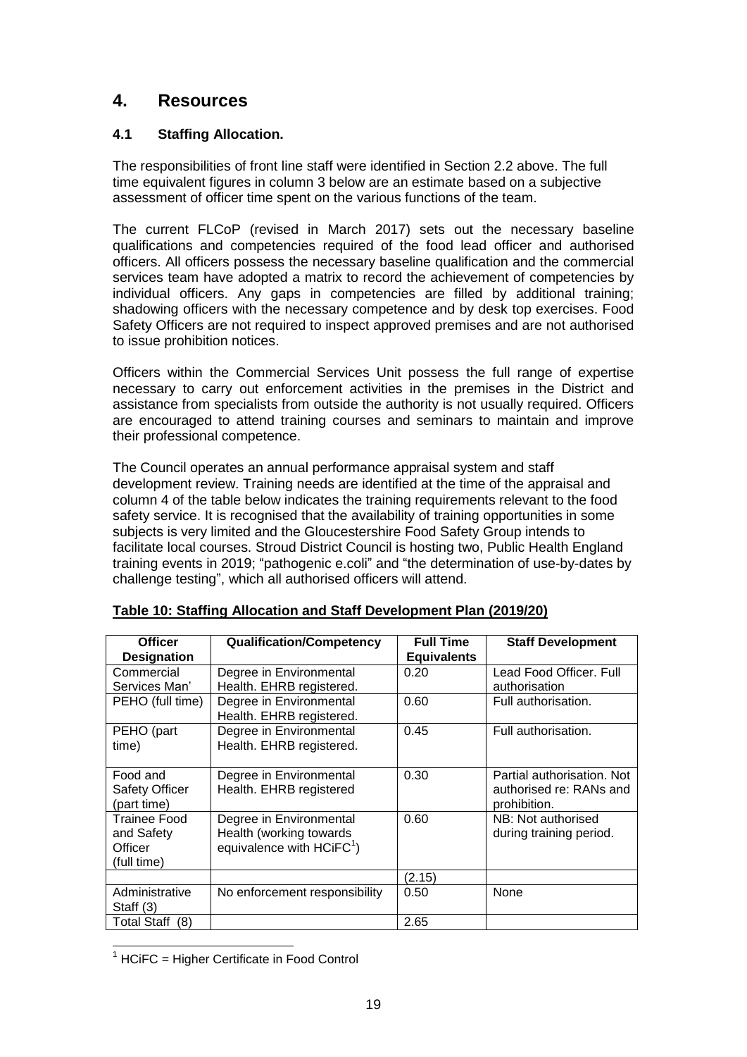## 4. Resources

### 4.1 Staffing Allocation.

The responsibilities of front line staff were identified in Section 2.2 above. The full time equivalent figures in column 3 below are an estimate based on a subjective assessment of officer time spent on the various functions of the team.

The current FLCoP (revised in March 2017) sets out the necessary baseline qualifications and competencies required of the food lead officer and authorised officers. All officers possess the necessary baseline qualification and the commercial services team have adopted a matrix to record the achievement of competencies by individual officers. Any gaps in competencies are filled by additional training; shadowing officers with the necessary competence and by desk top exercises. Food Safety Officers are not required to inspect approved premises and are not authorised to issue prohibition notices.

Officers within the Commercial Services Unit possess the full range of expertise necessary to carry out enforcement activities in the premises in the District and assistance from specialists from outside the authority is not usually required. Officers are encouraged to attend training courses and seminars to maintain and improve their professional competence.

The Council operates an annual performance appraisal system and staff development review. Training needs are identified at the time of the appraisal and column 4 of the table below indicates the training requirements relevant to the food safety service. It is recognised that the availability of training opportunities in some subjects is very limited and the Gloucestershire Food Safety Group intends to facilitate local courses. Stroud District Council is hosting two, Public Health England training events in 2019; "pathogenic e.coli" and "the determination of use-by-dates by challenge testing", which all authorised officers will attend.

**Table 10: Staffing Allocation and Staff Development Plan (2019/20)**

| Officer Designation | Qualification/Competency | Full Time Equivalents | Staff Development |
|---|---|---|---|
| Commercial Services Man' | Degree in Environmental Health. EHRB registered. | 0.20 | Lead Food Officer. Full authorisation |
| PEHO (full time) | Degree in Environmental Health. EHRB registered. | 0.60 | Full authorisation. |
| PEHO (part time) | Degree in Environmental Health. EHRB registered. | 0.45 | Full authorisation. |
| Food and Safety Officer (part time) | Degree in Environmental Health. EHRB registered | 0.30 | Partial authorisation. Not authorised re: RANs and prohibition. |
| Trainee Food and Safety Officer (full time) | Degree in Environmental Health (working towards equivalence with HCiFC[1]) | 0.60 | NB: Not authorised during training period. |
| | | (2.15) | |
| Administrative Staff (3) | No enforcement responsibility | 0.50 | None |
| Total Staff (8) | | 2.65 | |

[1] HCiFC = Higher Certificate in Food Control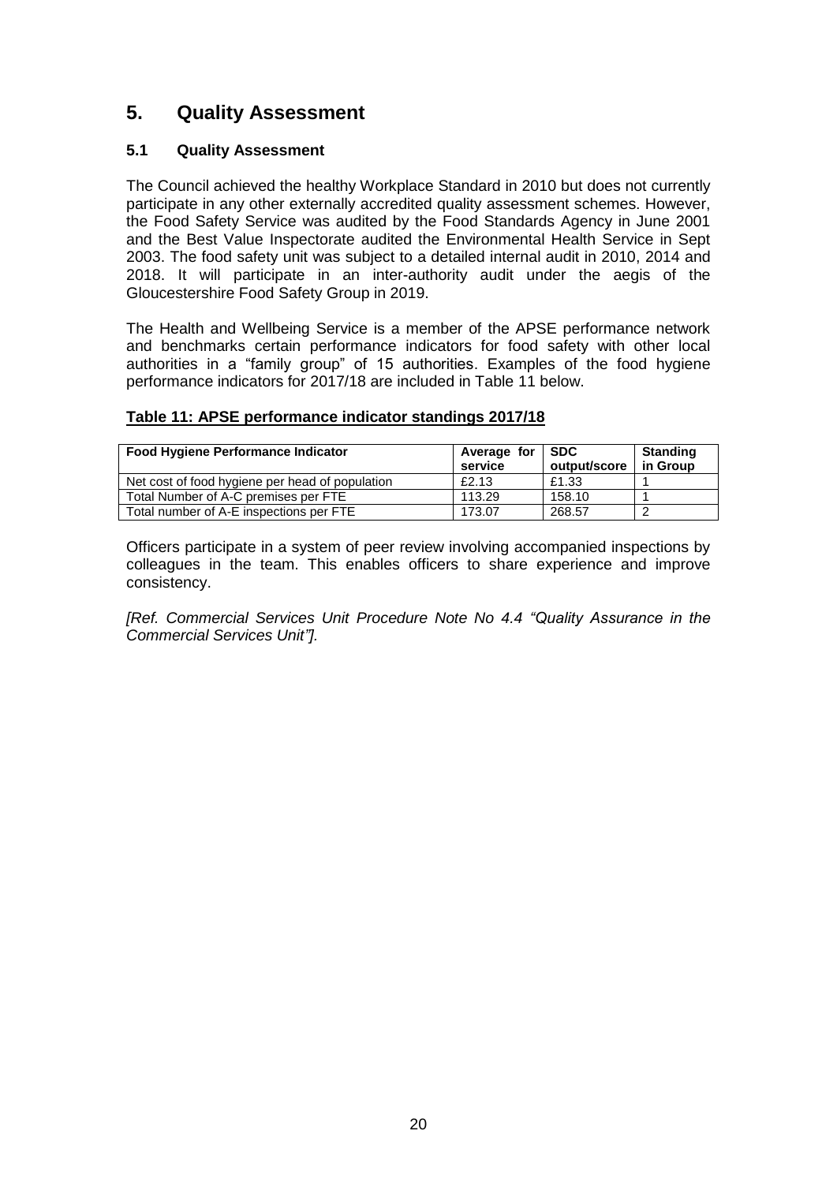# 5. Quality Assessment

### 5.1 Quality Assessment

The Council achieved the healthy Workplace Standard in 2010 but does not currently participate in any other externally accredited quality assessment schemes. However, the Food Safety Service was audited by the Food Standards Agency in June 2001 and the Best Value Inspectorate audited the Environmental Health Service in Sept 2003. The food safety unit was subject to a detailed internal audit in 2010, 2014 and 2018. It will participate in an inter-authority audit under the aegis of the Gloucestershire Food Safety Group in 2019.

The Health and Wellbeing Service is a member of the APSE performance network and benchmarks certain performance indicators for food safety with other local authorities in a "family group" of 15 authorities. Examples of the food hygiene performance indicators for 2017/18 are included in Table 11 below.

**Table 11: APSE performance indicator standings 2017/18**

| Food Hygiene Performance Indicator | Average for service | SDC output/score | Standing in Group |
|---|---|---|---|
| Net cost of food hygiene per head of population | £2.13 | £1.33 | 1 |
| Total Number of A-C premises per FTE | 113.29 | 158.10 | 1 |
| Total number of A-E inspections per FTE | 173.07 | 268.57 | 2 |

Officers participate in a system of peer review involving accompanied inspections by colleagues in the team. This enables officers to share experience and improve consistency.

*[Ref. Commercial Services Unit Procedure Note No 4.4 "Quality Assurance in the Commercial Services Unit"].*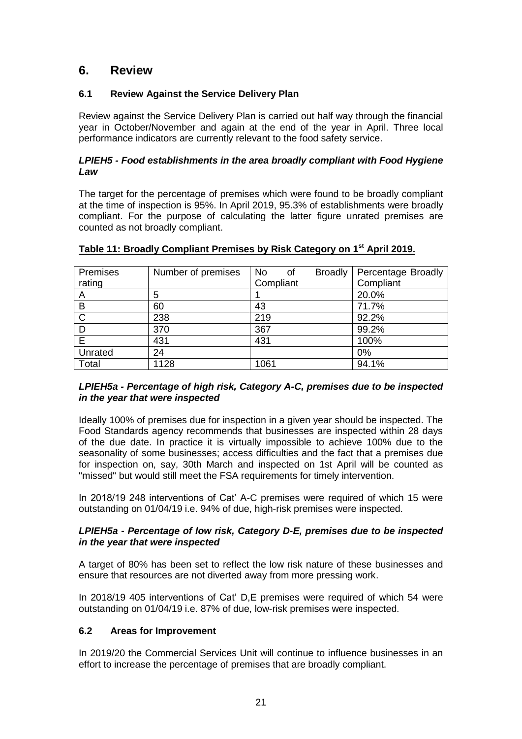## 6. Review

### 6.1 Review Against the Service Delivery Plan

Review against the Service Delivery Plan is carried out half way through the financial year in October/November and again at the end of the year in April. Three local performance indicators are currently relevant to the food safety service.

***LPIEH5 - Food establishments in the area broadly compliant with Food Hygiene Law***

The target for the percentage of premises which were found to be broadly compliant at the time of inspection is 95%. In April 2019, 95.3% of establishments were broadly compliant. For the purpose of calculating the latter figure unrated premises are counted as not broadly compliant.

**Table 11: Broadly Compliant Premises by Risk Category on 1st April 2019.**

| Premises rating | Number of premises | No of Broadly Compliant | Percentage Broadly Compliant |
|---|---|---|---|
| A | 5 | 1 | 20.0% |
| B | 60 | 43 | 71.7% |
| C | 238 | 219 | 92.2% |
| D | 370 | 367 | 99.2% |
| E | 431 | 431 | 100% |
| Unrated | 24 | | 0% |
| Total | 1128 | 1061 | 94.1% |

***LPIEH5a - Percentage of high risk, Category A-C, premises due to be inspected in the year that were inspected***

Ideally 100% of premises due for inspection in a given year should be inspected. The Food Standards agency recommends that businesses are inspected within 28 days of the due date. In practice it is virtually impossible to achieve 100% due to the seasonality of some businesses; access difficulties and the fact that a premises due for inspection on, say, 30th March and inspected on 1st April will be counted as "missed" but would still meet the FSA requirements for timely intervention.

In 2018/19 248 interventions of Cat' A-C premises were required of which 15 were outstanding on 01/04/19 i.e. 94% of due, high-risk premises were inspected.

***LPIEH5a - Percentage of low risk, Category D-E, premises due to be inspected in the year that were inspected***

A target of 80% has been set to reflect the low risk nature of these businesses and ensure that resources are not diverted away from more pressing work.

In 2018/19 405 interventions of Cat' D,E premises were required of which 54 were outstanding on 01/04/19 i.e. 87% of due, low-risk premises were inspected.

### 6.2 Areas for Improvement

In 2019/20 the Commercial Services Unit will continue to influence businesses in an effort to increase the percentage of premises that are broadly compliant.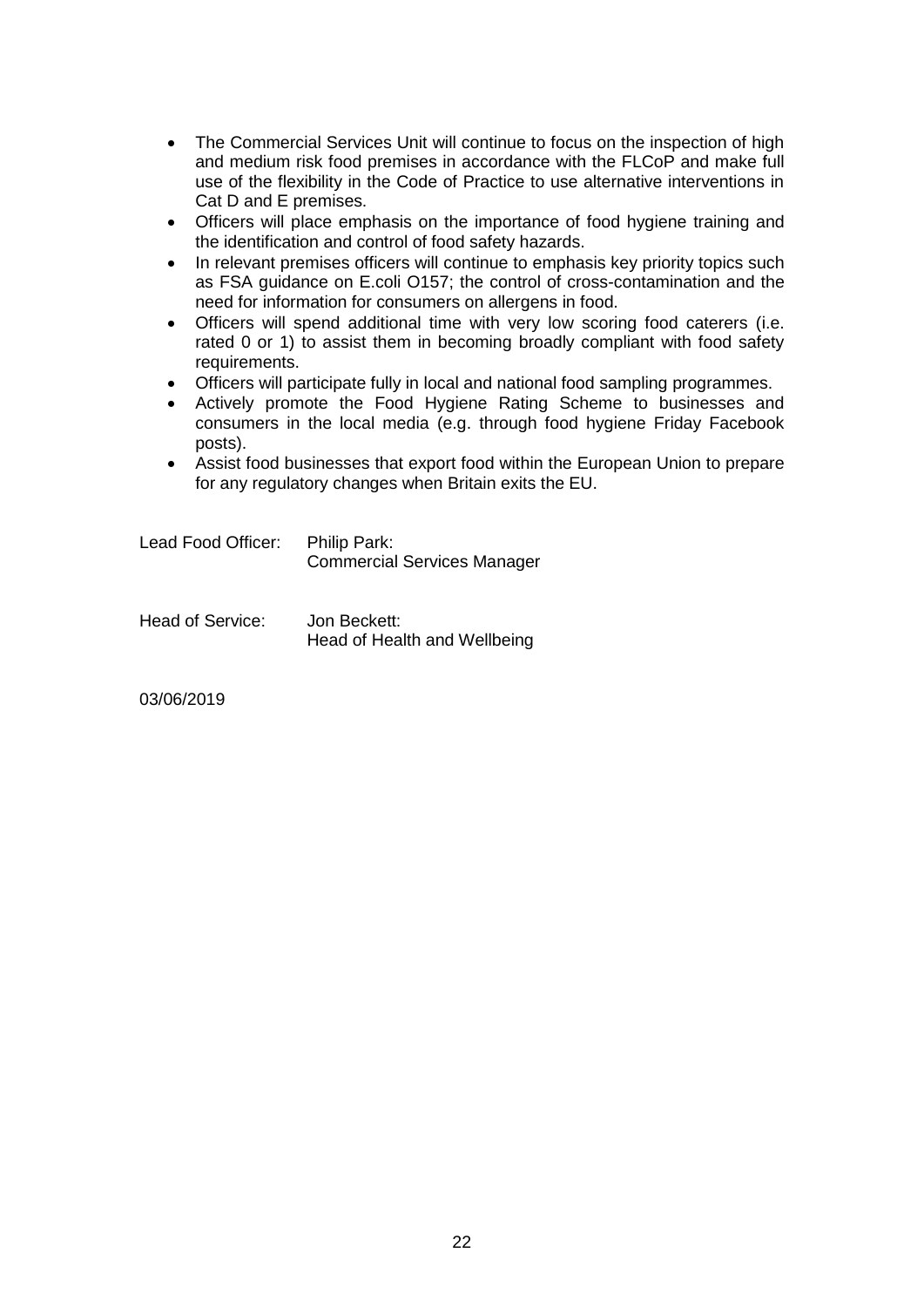- The Commercial Services Unit will continue to focus on the inspection of high and medium risk food premises in accordance with the FLCoP and make full use of the flexibility in the Code of Practice to use alternative interventions in Cat D and E premises.
- Officers will place emphasis on the importance of food hygiene training and the identification and control of food safety hazards.
- In relevant premises officers will continue to emphasis key priority topics such as FSA guidance on E.coli O157; the control of cross-contamination and the need for information for consumers on allergens in food.
- Officers will spend additional time with very low scoring food caterers (i.e. rated 0 or 1) to assist them in becoming broadly compliant with food safety requirements.
- Officers will participate fully in local and national food sampling programmes.
- Actively promote the Food Hygiene Rating Scheme to businesses and consumers in the local media (e.g. through food hygiene Friday Facebook posts).
- Assist food businesses that export food within the European Union to prepare for any regulatory changes when Britain exits the EU.

Lead Food Officer: Philip Park:
Commercial Services Manager

Head of Service: Jon Beckett:
Head of Health and Wellbeing

03/06/2019